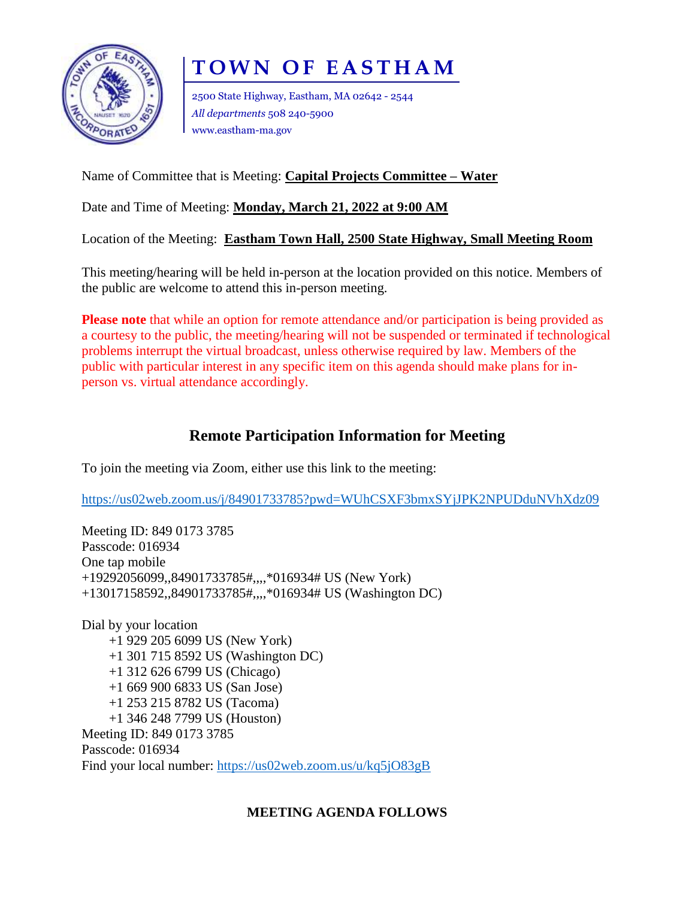# TOWN OF EASTHAM

2500 State Highway, Eastham, MA 02642 - 2544
*All departments* 508 240-5900
www.eastham-ma.gov

Name of Committee that is Meeting: **Capital Projects Committee – Water**

Date and Time of Meeting: **Monday, March 21, 2022 at 9:00 AM**

Location of the Meeting: **Eastham Town Hall, 2500 State Highway, Small Meeting Room**

This meeting/hearing will be held in-person at the location provided on this notice. Members of the public are welcome to attend this in-person meeting.

**Please note** that while an option for remote attendance and/or participation is being provided as a courtesy to the public, the meeting/hearing will not be suspended or terminated if technological problems interrupt the virtual broadcast, unless otherwise required by law. Members of the public with particular interest in any specific item on this agenda should make plans for in-person vs. virtual attendance accordingly.

## Remote Participation Information for Meeting

To join the meeting via Zoom, either use this link to the meeting:

https://us02web.zoom.us/j/84901733785?pwd=WUhCSXF3bmxSYjJPK2NPUDduNVhXdz09

Meeting ID: 849 0173 3785
Passcode: 016934
One tap mobile
+19292056099,,84901733785#,,,,*016934# US (New York)
+13017158592,,84901733785#,,,,*016934# US (Washington DC)

Dial by your location
+1 929 205 6099 US (New York)
+1 301 715 8592 US (Washington DC)
+1 312 626 6799 US (Chicago)
+1 669 900 6833 US (San Jose)
+1 253 215 8782 US (Tacoma)
+1 346 248 7799 US (Houston)
Meeting ID: 849 0173 3785
Passcode: 016934
Find your local number: https://us02web.zoom.us/u/kq5jO83gB

**MEETING AGENDA FOLLOWS**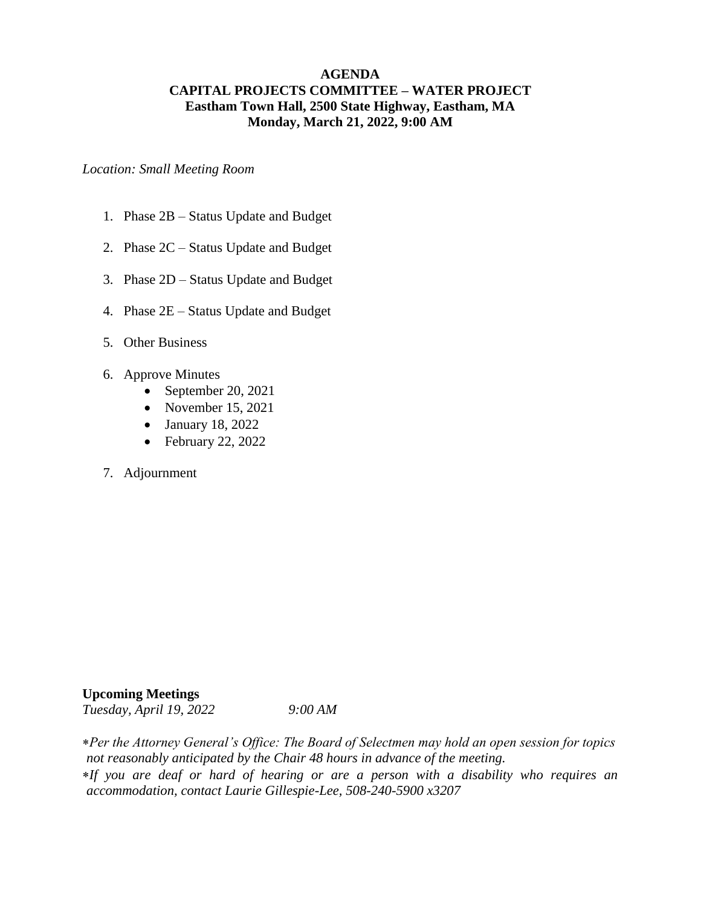**AGENDA**
**CAPITAL PROJECTS COMMITTEE – WATER PROJECT**
**Eastham Town Hall, 2500 State Highway, Eastham, MA**
**Monday, March 21, 2022, 9:00 AM**

*Location: Small Meeting Room*

1. Phase 2B – Status Update and Budget
2. Phase 2C – Status Update and Budget
3. Phase 2D – Status Update and Budget
4. Phase 2E – Status Update and Budget
5. Other Business
6. Approve Minutes
   - September 20, 2021
   - November 15, 2021
   - January 18, 2022
   - February 22, 2022
7. Adjournment

**Upcoming Meetings**

*Tuesday, April 19, 2022 9:00 AM*

∗*Per the Attorney General's Office: The Board of Selectmen may hold an open session for topics not reasonably anticipated by the Chair 48 hours in advance of the meeting.*

∗*If you are deaf or hard of hearing or are a person with a disability who requires an accommodation, contact Laurie Gillespie-Lee, 508-240-5900 x3207*